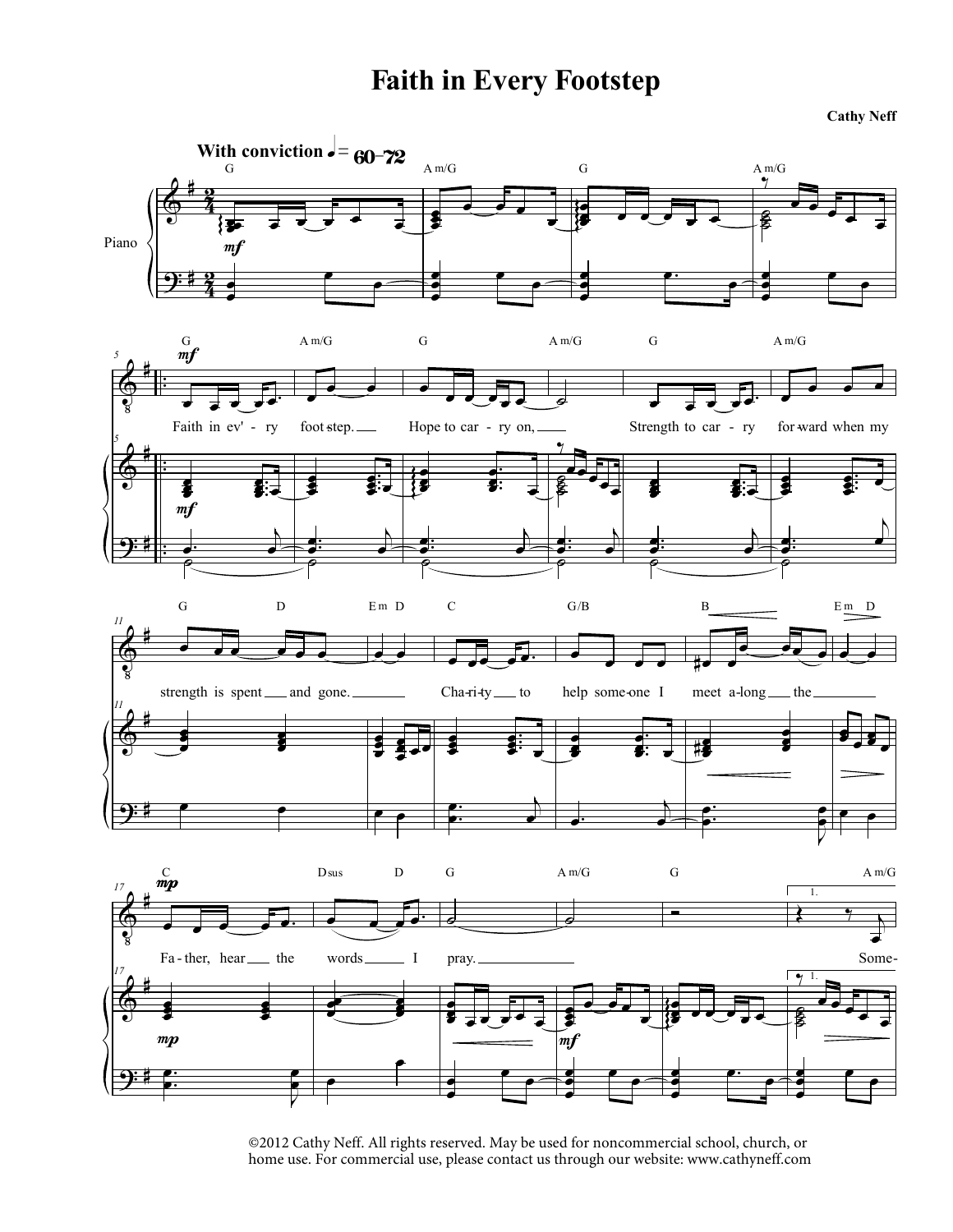# Faith in Every Footstep

**Cathy Neff**

©2012 Cathy Neff. All rights reserved. May be used for noncommercial school, church, or home use. For commercial use, please contact us through our website: www.cathyneff.com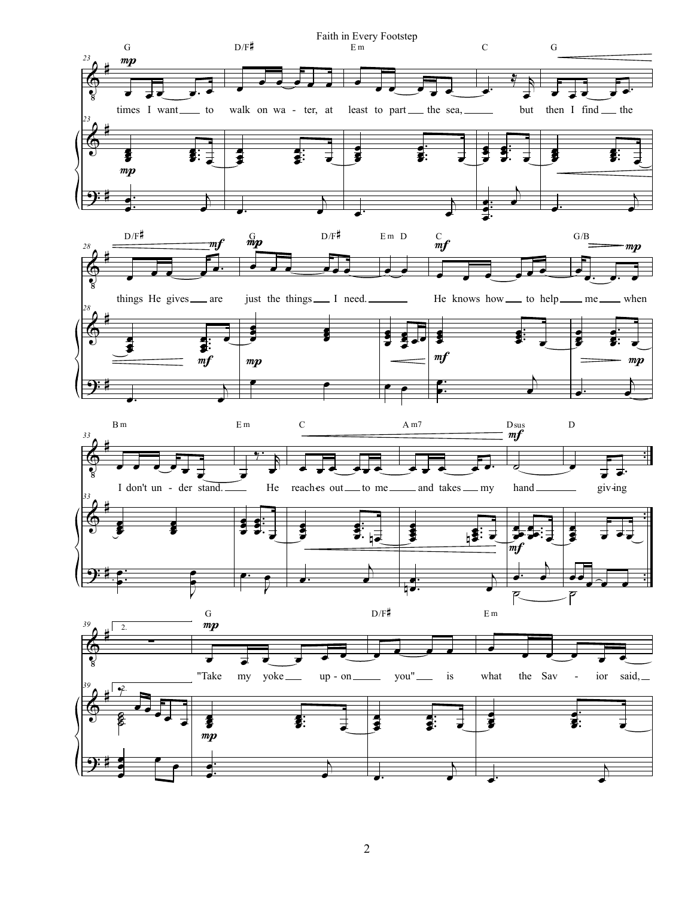times I want to walk on water, at least to part the sea, but then I find the things He gives are just the things I need. He knows how to help me when I don't understand. He reaches out to me and takes my hand giving

"Take my yoke upon you" is what the Savior said,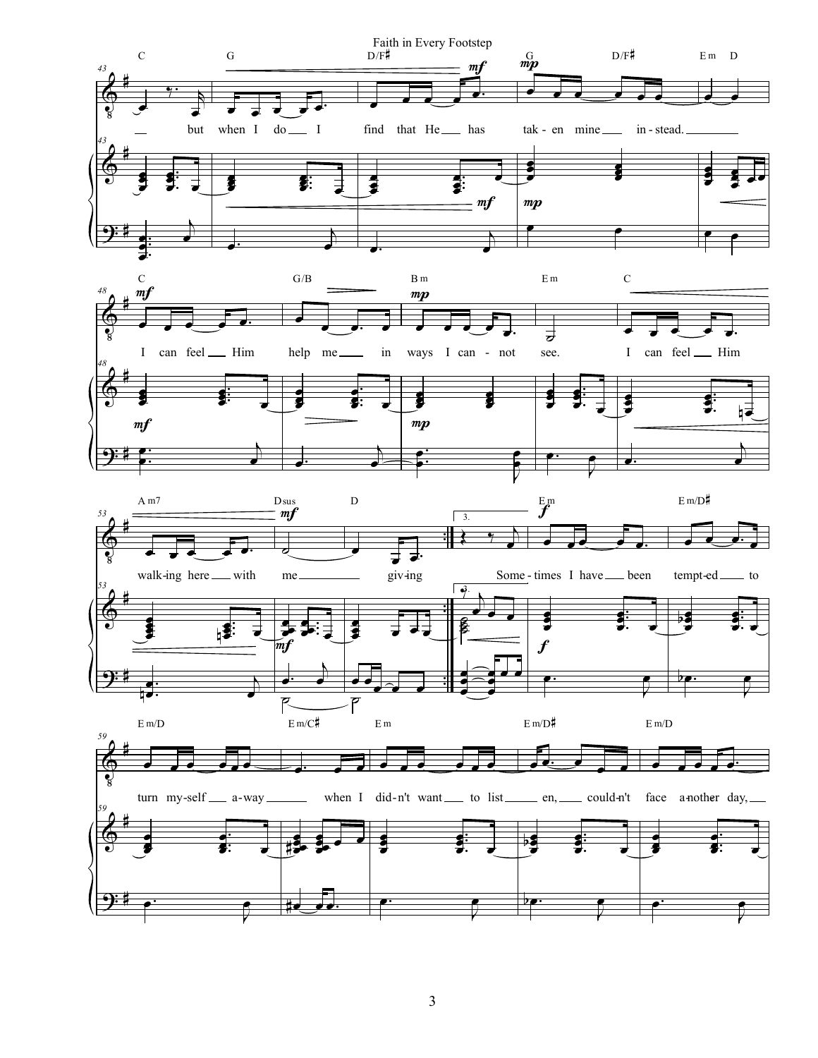but when I do I find that He has tak - en mine in - stead.

I can feel Him help me in ways I can - not see. I can feel Him

walk-ing here with me giv-ing Some - times I have been tempt-ed to

turn my-self a-way when I did-n't want to list en, could-n't face a-noth-er day,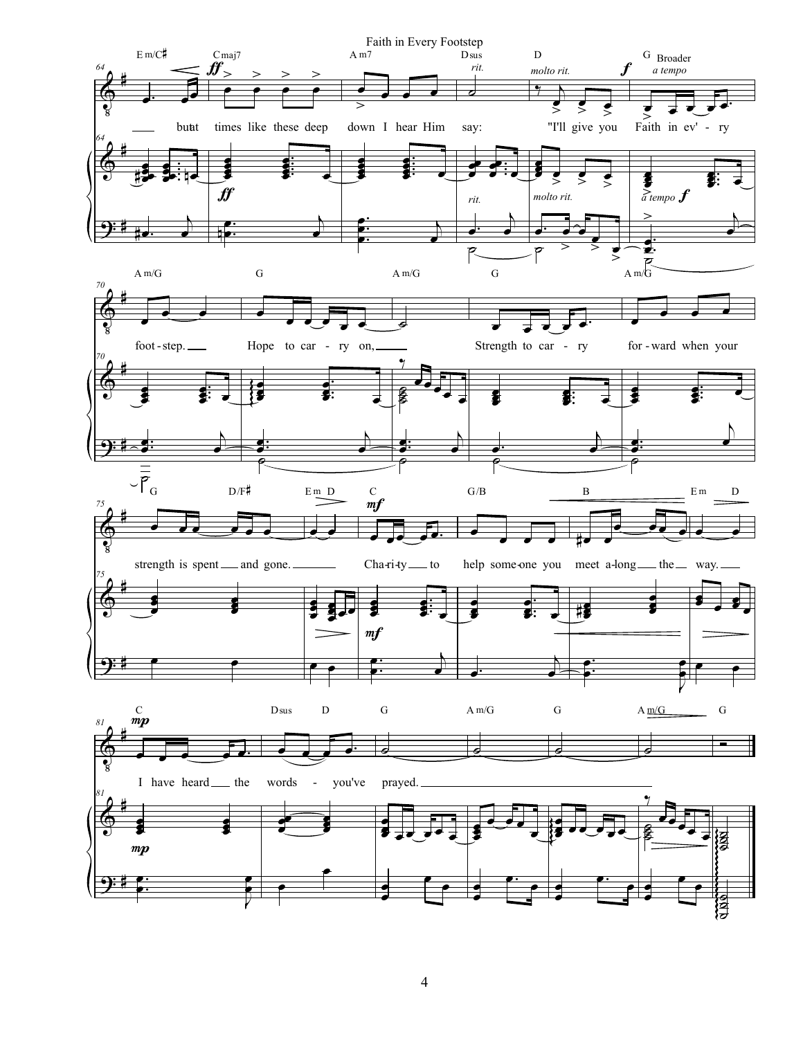but times like these deep down I hear Him say: "I'll give you Faith in ev'ry foot-step. Hope to car-ry on, Strength to car-ry for-ward when your strength is spent and gone. Cha-ri-ty to help some-one you meet a-long the way. I have heard the words you've prayed.